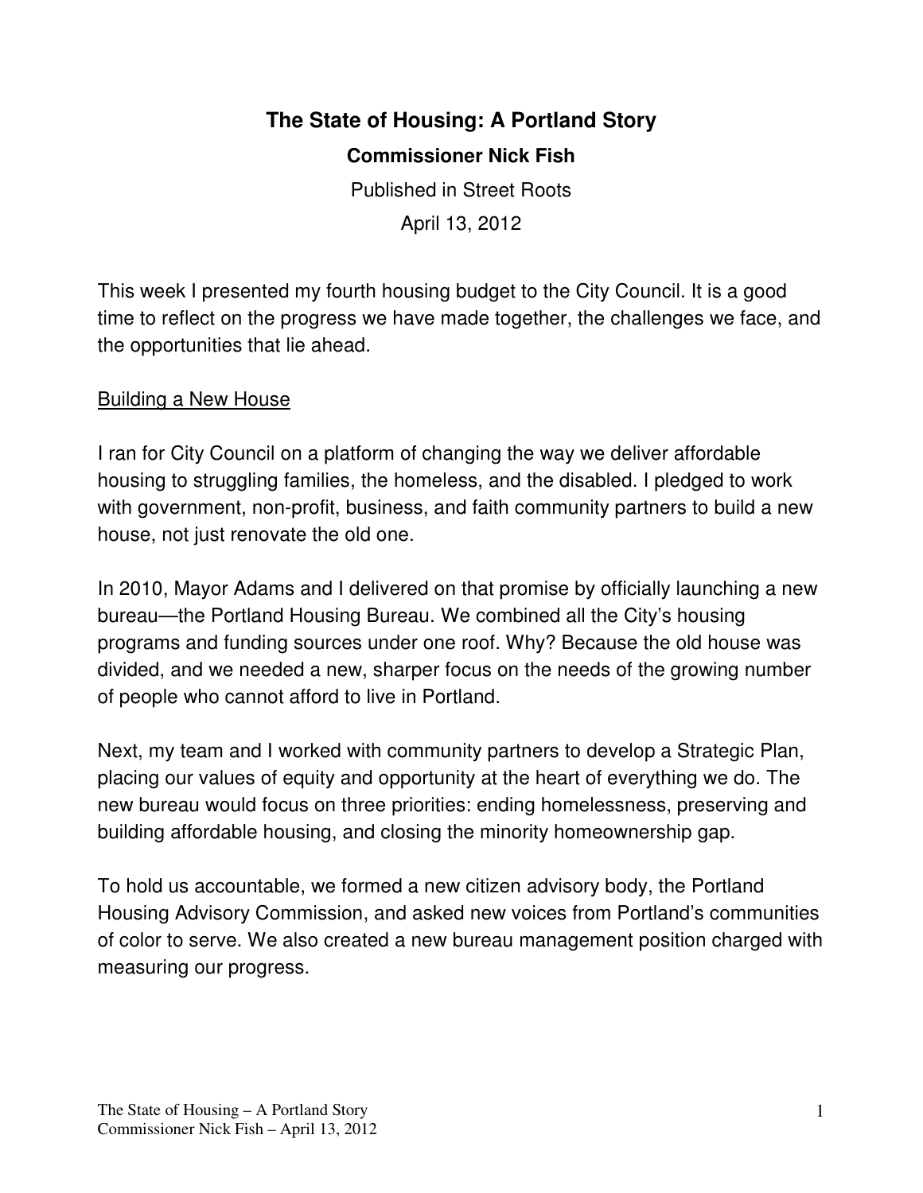# The State of Housing: A Portland Story

**Commissioner Nick Fish**

Published in Street Roots

April 13, 2012

This week I presented my fourth housing budget to the City Council. It is a good time to reflect on the progress we have made together, the challenges we face, and the opportunities that lie ahead.

## Building a New House

I ran for City Council on a platform of changing the way we deliver affordable housing to struggling families, the homeless, and the disabled. I pledged to work with government, non-profit, business, and faith community partners to build a new house, not just renovate the old one.

In 2010, Mayor Adams and I delivered on that promise by officially launching a new bureau—the Portland Housing Bureau. We combined all the City's housing programs and funding sources under one roof. Why? Because the old house was divided, and we needed a new, sharper focus on the needs of the growing number of people who cannot afford to live in Portland.

Next, my team and I worked with community partners to develop a Strategic Plan, placing our values of equity and opportunity at the heart of everything we do. The new bureau would focus on three priorities: ending homelessness, preserving and building affordable housing, and closing the minority homeownership gap.

To hold us accountable, we formed a new citizen advisory body, the Portland Housing Advisory Commission, and asked new voices from Portland's communities of color to serve. We also created a new bureau management position charged with measuring our progress.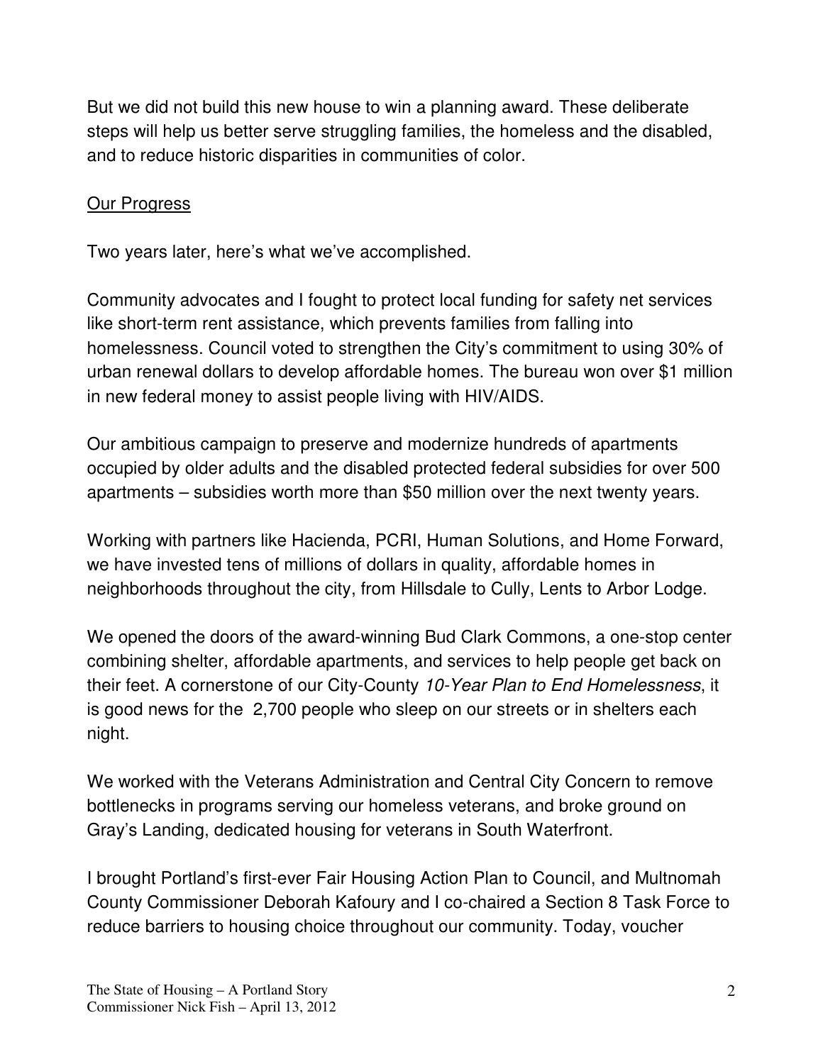But we did not build this new house to win a planning award. These deliberate steps will help us better serve struggling families, the homeless and the disabled, and to reduce historic disparities in communities of color.

## Our Progress

Two years later, here's what we've accomplished.

Community advocates and I fought to protect local funding for safety net services like short-term rent assistance, which prevents families from falling into homelessness. Council voted to strengthen the City's commitment to using 30% of urban renewal dollars to develop affordable homes. The bureau won over $1 million in new federal money to assist people living with HIV/AIDS.

Our ambitious campaign to preserve and modernize hundreds of apartments occupied by older adults and the disabled protected federal subsidies for over 500 apartments – subsidies worth more than $50 million over the next twenty years.

Working with partners like Hacienda, PCRI, Human Solutions, and Home Forward, we have invested tens of millions of dollars in quality, affordable homes in neighborhoods throughout the city, from Hillsdale to Cully, Lents to Arbor Lodge.

We opened the doors of the award-winning Bud Clark Commons, a one-stop center combining shelter, affordable apartments, and services to help people get back on their feet. A cornerstone of our City-County *10-Year Plan to End Homelessness*, it is good news for the 2,700 people who sleep on our streets or in shelters each night.

We worked with the Veterans Administration and Central City Concern to remove bottlenecks in programs serving our homeless veterans, and broke ground on Gray's Landing, dedicated housing for veterans in South Waterfront.

I brought Portland's first-ever Fair Housing Action Plan to Council, and Multnomah County Commissioner Deborah Kafoury and I co-chaired a Section 8 Task Force to reduce barriers to housing choice throughout our community. Today, voucher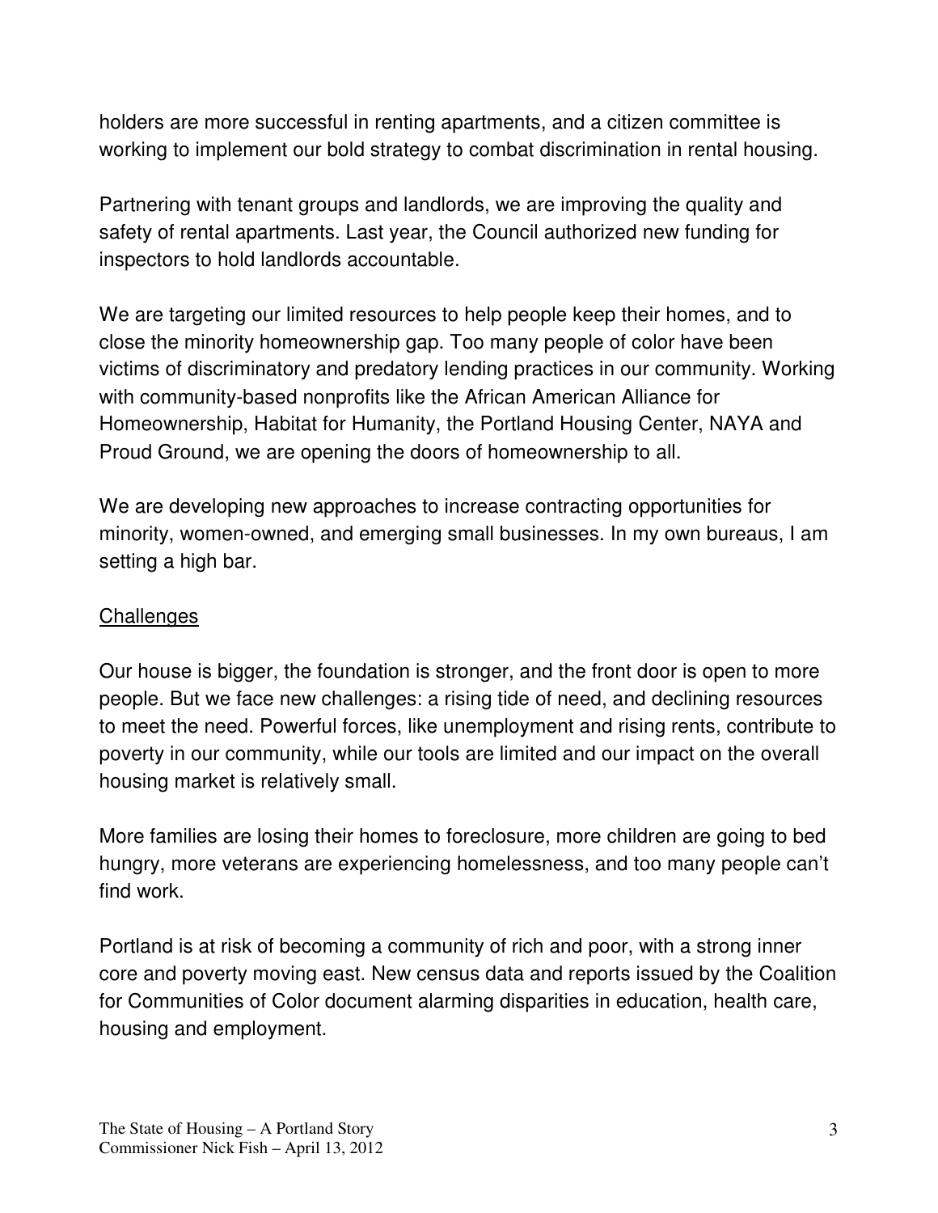holders are more successful in renting apartments, and a citizen committee is working to implement our bold strategy to combat discrimination in rental housing.

Partnering with tenant groups and landlords, we are improving the quality and safety of rental apartments. Last year, the Council authorized new funding for inspectors to hold landlords accountable.

We are targeting our limited resources to help people keep their homes, and to close the minority homeownership gap. Too many people of color have been victims of discriminatory and predatory lending practices in our community. Working with community-based nonprofits like the African American Alliance for Homeownership, Habitat for Humanity, the Portland Housing Center, NAYA and Proud Ground, we are opening the doors of homeownership to all.

We are developing new approaches to increase contracting opportunities for minority, women-owned, and emerging small businesses. In my own bureaus, I am setting a high bar.

## Challenges

Our house is bigger, the foundation is stronger, and the front door is open to more people. But we face new challenges: a rising tide of need, and declining resources to meet the need. Powerful forces, like unemployment and rising rents, contribute to poverty in our community, while our tools are limited and our impact on the overall housing market is relatively small.

More families are losing their homes to foreclosure, more children are going to bed hungry, more veterans are experiencing homelessness, and too many people can't find work.

Portland is at risk of becoming a community of rich and poor, with a strong inner core and poverty moving east. New census data and reports issued by the Coalition for Communities of Color document alarming disparities in education, health care, housing and employment.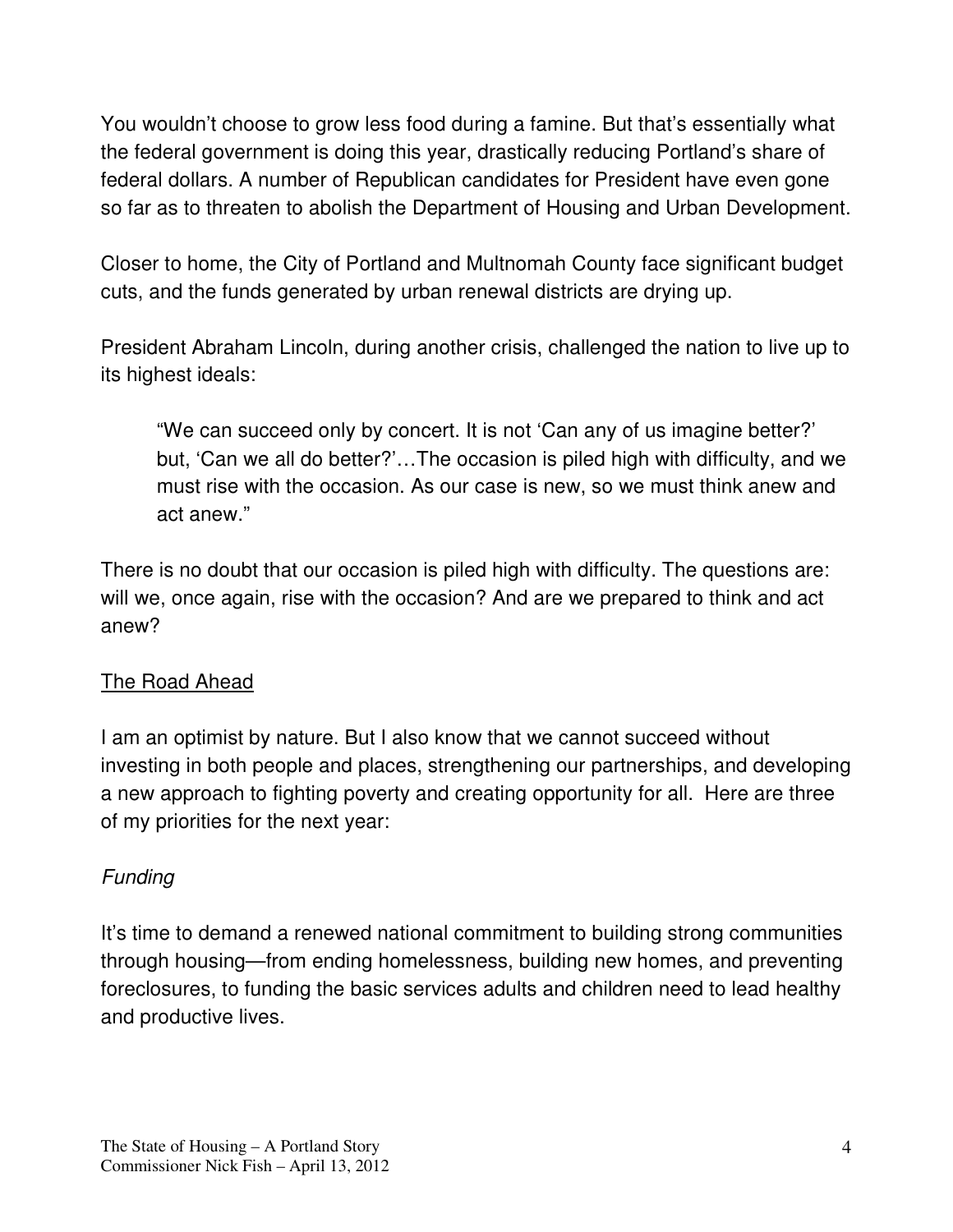You wouldn't choose to grow less food during a famine. But that's essentially what the federal government is doing this year, drastically reducing Portland's share of federal dollars. A number of Republican candidates for President have even gone so far as to threaten to abolish the Department of Housing and Urban Development.

Closer to home, the City of Portland and Multnomah County face significant budget cuts, and the funds generated by urban renewal districts are drying up.

President Abraham Lincoln, during another crisis, challenged the nation to live up to its highest ideals:

> "We can succeed only by concert. It is not 'Can any of us imagine better?' but, 'Can we all do better?'…The occasion is piled high with difficulty, and we must rise with the occasion. As our case is new, so we must think anew and act anew."

There is no doubt that our occasion is piled high with difficulty. The questions are: will we, once again, rise with the occasion? And are we prepared to think and act anew?

## The Road Ahead

I am an optimist by nature. But I also know that we cannot succeed without investing in both people and places, strengthening our partnerships, and developing a new approach to fighting poverty and creating opportunity for all. Here are three of my priorities for the next year:

### *Funding*

It's time to demand a renewed national commitment to building strong communities through housing—from ending homelessness, building new homes, and preventing foreclosures, to funding the basic services adults and children need to lead healthy and productive lives.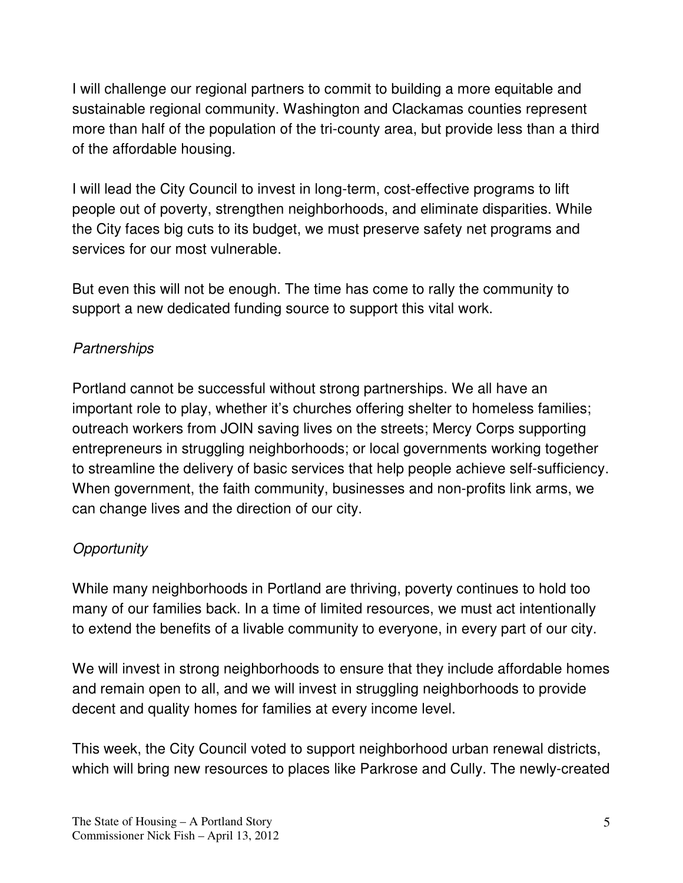I will challenge our regional partners to commit to building a more equitable and sustainable regional community. Washington and Clackamas counties represent more than half of the population of the tri-county area, but provide less than a third of the affordable housing.

I will lead the City Council to invest in long-term, cost-effective programs to lift people out of poverty, strengthen neighborhoods, and eliminate disparities. While the City faces big cuts to its budget, we must preserve safety net programs and services for our most vulnerable.

But even this will not be enough. The time has come to rally the community to support a new dedicated funding source to support this vital work.

*Partnerships*

Portland cannot be successful without strong partnerships. We all have an important role to play, whether it's churches offering shelter to homeless families; outreach workers from JOIN saving lives on the streets; Mercy Corps supporting entrepreneurs in struggling neighborhoods; or local governments working together to streamline the delivery of basic services that help people achieve self-sufficiency. When government, the faith community, businesses and non-profits link arms, we can change lives and the direction of our city.

*Opportunity*

While many neighborhoods in Portland are thriving, poverty continues to hold too many of our families back. In a time of limited resources, we must act intentionally to extend the benefits of a livable community to everyone, in every part of our city.

We will invest in strong neighborhoods to ensure that they include affordable homes and remain open to all, and we will invest in struggling neighborhoods to provide decent and quality homes for families at every income level.

This week, the City Council voted to support neighborhood urban renewal districts, which will bring new resources to places like Parkrose and Cully. The newly-created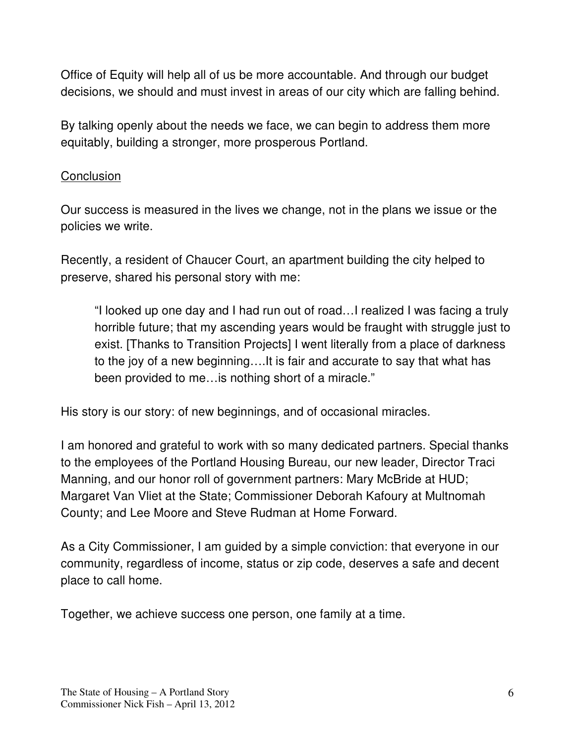Office of Equity will help all of us be more accountable. And through our budget decisions, we should and must invest in areas of our city which are falling behind.

By talking openly about the needs we face, we can begin to address them more equitably, building a stronger, more prosperous Portland.

## Conclusion

Our success is measured in the lives we change, not in the plans we issue or the policies we write.

Recently, a resident of Chaucer Court, an apartment building the city helped to preserve, shared his personal story with me:

> "I looked up one day and I had run out of road…I realized I was facing a truly horrible future; that my ascending years would be fraught with struggle just to exist. [Thanks to Transition Projects] I went literally from a place of darkness to the joy of a new beginning….It is fair and accurate to say that what has been provided to me…is nothing short of a miracle."

His story is our story: of new beginnings, and of occasional miracles.

I am honored and grateful to work with so many dedicated partners. Special thanks to the employees of the Portland Housing Bureau, our new leader, Director Traci Manning, and our honor roll of government partners: Mary McBride at HUD; Margaret Van Vliet at the State; Commissioner Deborah Kafoury at Multnomah County; and Lee Moore and Steve Rudman at Home Forward.

As a City Commissioner, I am guided by a simple conviction: that everyone in our community, regardless of income, status or zip code, deserves a safe and decent place to call home.

Together, we achieve success one person, one family at a time.